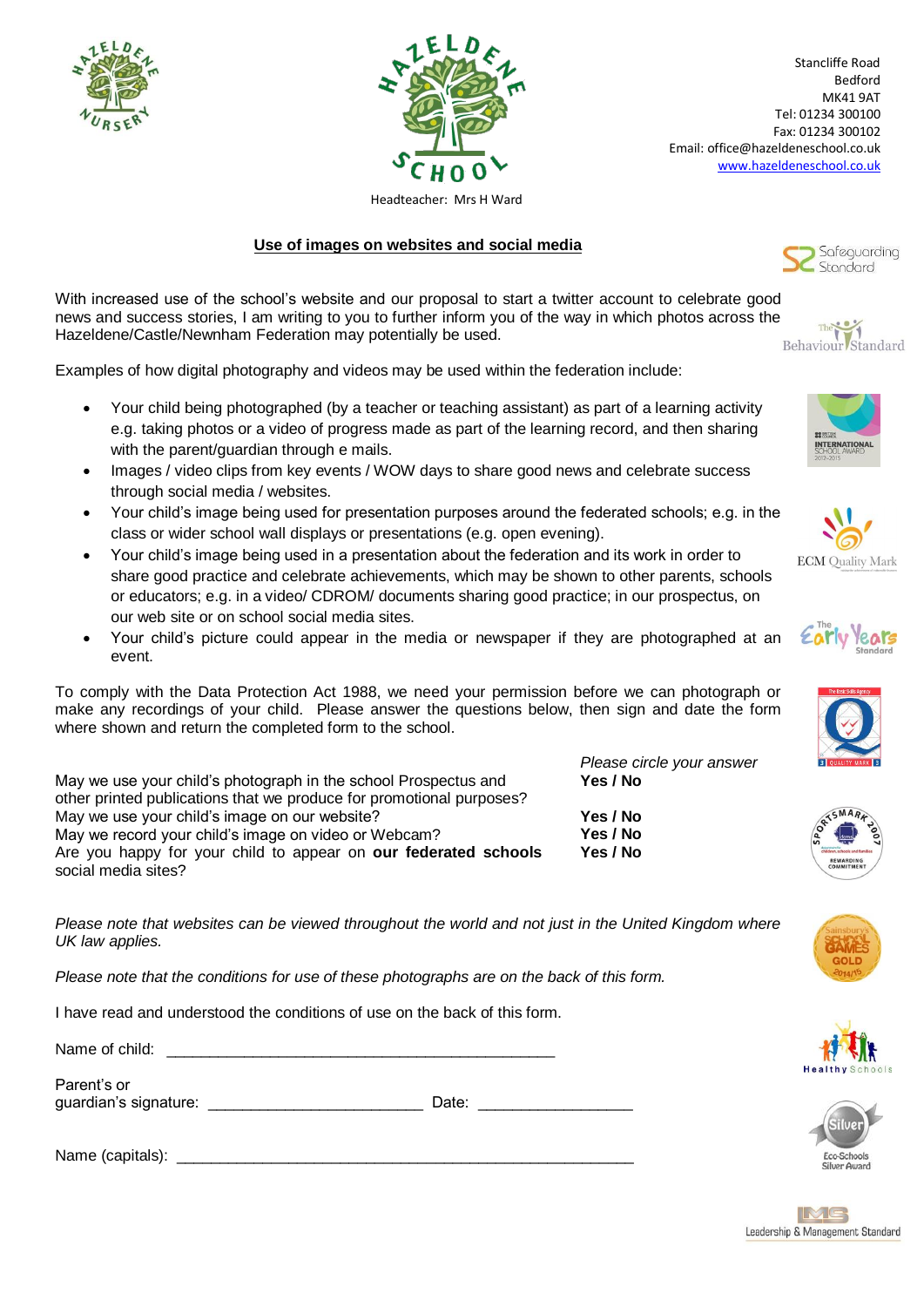Stancliffe Road
Bedford
MK41 9AT
Tel: 01234 300100
Fax: 01234 300102
Email: office@hazeldeneschool.co.uk
www.hazeldeneschool.co.uk

Headteacher: Mrs H Ward

## Use of images on websites and social media

With increased use of the school's website and our proposal to start a twitter account to celebrate good news and success stories, I am writing to you to further inform you of the way in which photos across the Hazeldene/Castle/Newnham Federation may potentially be used.

Examples of how digital photography and videos may be used within the federation include:

- Your child being photographed (by a teacher or teaching assistant) as part of a learning activity e.g. taking photos or a video of progress made as part of the learning record, and then sharing with the parent/guardian through e mails.
- Images / video clips from key events / WOW days to share good news and celebrate success through social media / websites.
- Your child's image being used for presentation purposes around the federated schools; e.g. in the class or wider school wall displays or presentations (e.g. open evening).
- Your child's image being used in a presentation about the federation and its work in order to share good practice and celebrate achievements, which may be shown to other parents, schools or educators; e.g. in a video/ CDROM/ documents sharing good practice; in our prospectus, on our web site or on school social media sites.
- Your child's picture could appear in the media or newspaper if they are photographed at an event.

To comply with the Data Protection Act 1988, we need your permission before we can photograph or make any recordings of your child. Please answer the questions below, then sign and date the form where shown and return the completed form to the school.

| | *Please circle your answer* |
|---|---|
| May we use your child's photograph in the school Prospectus and other printed publications that we produce for promotional purposes? | **Yes / No** |
| May we use your child's image on our website? | **Yes / No** |
| May we record your child's image on video or Webcam? | **Yes / No** |
| Are you happy for your child to appear on **our federated schools** social media sites? | **Yes / No** |

*Please note that websites can be viewed throughout the world and not just in the United Kingdom where UK law applies.*

*Please note that the conditions for use of these photographs are on the back of this form.*

I have read and understood the conditions of use on the back of this form.

Name of child: ______________________________________________

Parent's or
guardian's signature: ________________________ Date: _________________

Name (capitals): ____________________________________________________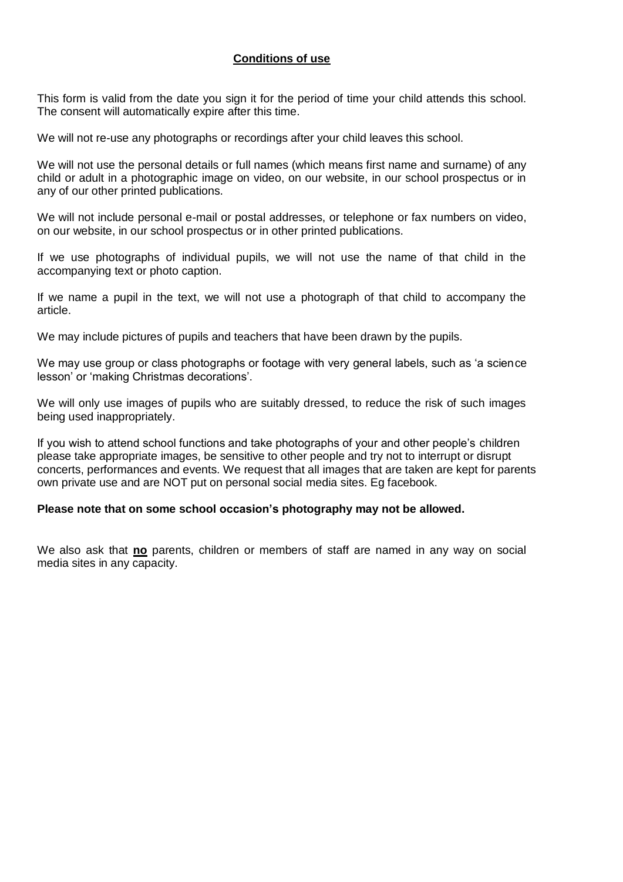**Conditions of use**

This form is valid from the date you sign it for the period of time your child attends this school. The consent will automatically expire after this time.

We will not re-use any photographs or recordings after your child leaves this school.

We will not use the personal details or full names (which means first name and surname) of any child or adult in a photographic image on video, on our website, in our school prospectus or in any of our other printed publications.

We will not include personal e-mail or postal addresses, or telephone or fax numbers on video, on our website, in our school prospectus or in other printed publications.

If we use photographs of individual pupils, we will not use the name of that child in the accompanying text or photo caption.

If we name a pupil in the text, we will not use a photograph of that child to accompany the article.

We may include pictures of pupils and teachers that have been drawn by the pupils.

We may use group or class photographs or footage with very general labels, such as 'a science lesson' or 'making Christmas decorations'.

We will only use images of pupils who are suitably dressed, to reduce the risk of such images being used inappropriately.

If you wish to attend school functions and take photographs of your and other people's children please take appropriate images, be sensitive to other people and try not to interrupt or disrupt concerts, performances and events. We request that all images that are taken are kept for parents own private use and are NOT put on personal social media sites. Eg facebook.

**Please note that on some school occasion's photography may not be allowed.**

We also ask that **no** parents, children or members of staff are named in any way on social media sites in any capacity.